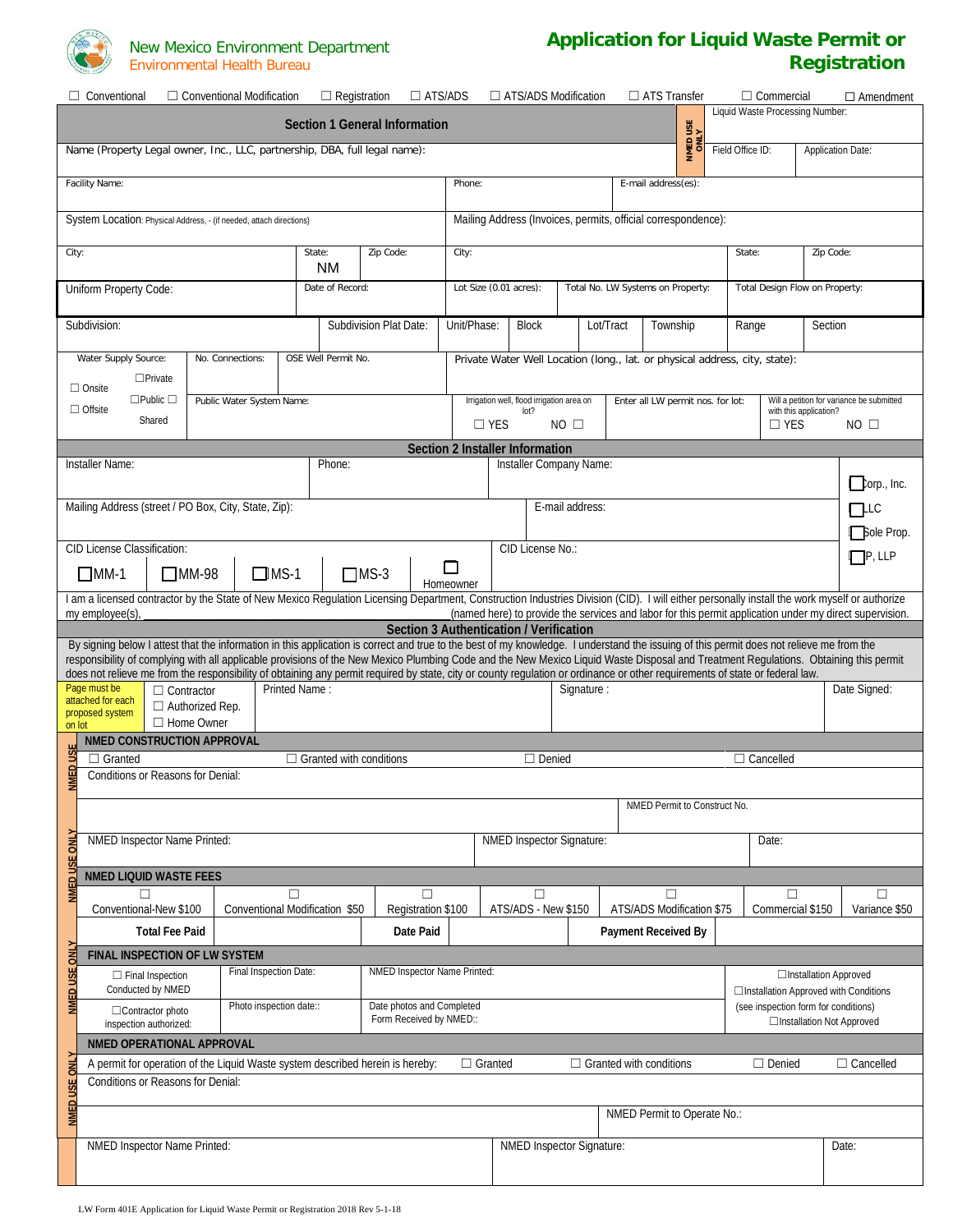New Mexico Environment Department
Environmental Health Bureau

# Application for Liquid Waste Permit or Registration

☐ Conventional ☐ Conventional Modification ☐ Registration ☐ ATS/ADS ☐ ATS/ADS Modification ☐ ATS Transfer ☐ Commercial ☐ Amendment

## Section 1 General Information

| NMED USE ONLY | |
|---|---|
| Liquid Waste Processing Number: | |
| Field Office ID: | Application Date: |

Name (Property Legal owner, Inc., LLC, partnership, DBA, full legal name):

| Facility Name: | Phone: | E-mail address(es): |
|---|---|---|

| System Location: Physical Address, - (if needed, attach directions) | | | Mailing Address (Invoices, permits, official correspondence): | | |
|---|---|---|---|---|---|
| City: | State: NM | Zip Code: | City: | State: | Zip Code: |

| Uniform Property Code: | Date of Record: | Lot Size (0.01 acres): | Total No. LW Systems on Property: | Total Design Flow on Property: |
|---|---|---|---|---|

| Subdivision: | Subdivision Plat Date: | Unit/Phase: | Block | Lot/Tract | Township | Range | Section |
|---|---|---|---|---|---|---|---|

| Water Supply Source: ☐ Onsite ☐ Offsite ☐Private ☐Public ☐ Shared | No. Connections: | OSE Well Permit No. | Private Water Well Location (long., lat. or physical address, city, state): | | |
|---|---|---|---|---|---|
| | Public Water System Name: | | Irrigation well, flood irrigation area on lot? ☐ YES NO ☐ | Enter all LW permit nos. for lot: | Will a petition for variance be submitted with this application? ☐ YES NO ☐ |

## Section 2 Installer Information

| Installer Name: | Phone: | Installer Company Name: | ☐Corp., Inc. |
|---|---|---|---|
| Mailing Address (street / PO Box, City, State, Zip): | | E-mail address: | ☐LLC ☐Sole Prop. |
| CID License Classification: ☐MM-1 ☐MM-98 ☐MS-1 ☐MS-3 ☐ Homeowner | | CID License No.: | ☐P, LLP |

I am a licensed contractor by the State of New Mexico Regulation Licensing Department, Construction Industries Division (CID). I will either personally install the work myself or authorize my employee(s), \_\_\_\_\_\_\_\_\_\_\_\_\_\_\_\_\_\_\_\_ (named here) to provide the services and labor for this permit application under my direct supervision.

## Section 3 Authentication / Verification

By signing below I attest that the information in this application is correct and true to the best of my knowledge. I understand the issuing of this permit does not relieve me from the responsibility of complying with all applicable provisions of the New Mexico Plumbing Code and the New Mexico Liquid Waste Disposal and Treatment Regulations. Obtaining this permit does not relieve me from the responsibility of obtaining any permit required by state, city or county regulation or ordinance or other requirements of state or federal law.

| Page must be attached for each proposed system on lot | ☐ Contractor ☐ Authorized Rep. ☐ Home Owner | Printed Name : | Signature : | Date Signed: |
|---|---|---|---|---|

**NMED USE ONLY**

### NMED CONSTRUCTION APPROVAL

☐ Granted ☐ Granted with conditions ☐ Denied ☐ Cancelled

Conditions or Reasons for Denial:

NMED Permit to Construct No.

| NMED Inspector Name Printed: | NMED Inspector Signature: | Date: |
|---|---|---|

### NMED LIQUID WASTE FEES

| ☐ Conventional-New $100 | ☐ Conventional Modification $50 | ☐ Registration $100 | ☐ ATS/ADS - New $150 | ☐ ATS/ADS Modification $75 | ☐ Commercial $150 | ☐ Variance $50 |
|---|---|---|---|---|---|---|

| **Total Fee Paid** | | **Date Paid** | | **Payment Received By** | |
|---|---|---|---|---|---|

### FINAL INSPECTION OF LW SYSTEM

| ☐ Final Inspection Conducted by NMED | Final Inspection Date: | NMED Inspector Name Printed: | ☐Installation Approved ☐Installation Approved with Conditions (see inspection form for conditions) ☐Installation Not Approved |
|---|---|---|---|
| ☐Contractor photo inspection authorized: | Photo inspection date:: | Date photos and Completed Form Received by NMED:: | |

### NMED OPERATIONAL APPROVAL

A permit for operation of the Liquid Waste system described herein is hereby: ☐ Granted ☐ Granted with conditions ☐ Denied ☐ Cancelled

Conditions or Reasons for Denial:

NMED Permit to Operate No.:

| NMED Inspector Name Printed: | NMED Inspector Signature: | Date: |
|---|---|---|

LW Form 401E Application for Liquid Waste Permit or Registration 2018 Rev 5-1-18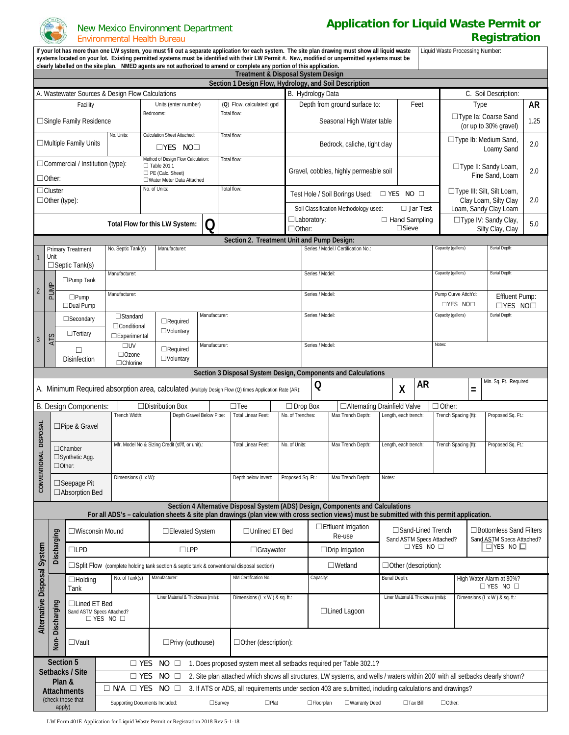New Mexico Environment Department
Environmental Health Bureau

# Application for Liquid Waste Permit or Registration

**If your lot has more than one LW system, you must fill out a separate application for each system. The site plan drawing must show all liquid waste systems located on your lot. Existing permitted systems must be identified with their LW Permit #. New, modified or unpermitted systems must be clearly labelled on the site plan. NMED agents are not authorized to amend or complete any portion of this application.**

Liquid Waste Processing Number:

## Treatment & Disposal System Design

### Section 1 Design Flow, Hydrology, and Soil Description

**A. Wastewater Sources & Design Flow Calculations**

| Facility | | Units (enter number) | (Q) Flow, calculated: gpd |
|---|---|---|---|
| ☐Single Family Residence | | Bedrooms: | Total flow: |
| ☐Multiple Family Units | No. Units: | Calculation Sheet Attached: ☐YES NO☐ | Total flow: |
| ☐Commercial / Institution (type): ☐Other: | | Method of Design Flow Calculation: ☐ Table 201.1 ☐ PE (Calc. Sheet) ☐Water Meter Data Attached | Total flow: |
| ☐Cluster ☐Other (type): | | No. of Units: | Total flow: |
| **Total Flow for this LW System:** | | **Q** | |

**B. Hydrology Data**

| Depth from ground surface to: | Feet |
|---|---|
| Seasonal High Water table | |
| Bedrock, caliche, tight clay | |
| Gravel, cobbles, highly permeable soil | |
| Test Hole / Soil Borings Used: ☐ YES NO ☐ | |
| Soil Classification Methodology used: ☐ Jar Test | |
| ☐Laboratory: ☐Other: | ☐ Hand Sampling ☐Sieve |

**C. Soil Description:**

| Type | AR |
|---|---|
| ☐Type Ia: Coarse Sand (or up to 30% gravel) | 1.25 |
| ☐Type Ib: Medium Sand, Loamy Sand | 2.0 |
| ☐Type II: Sandy Loam, Fine Sand, Loam | 2.0 |
| ☐Type III: Silt, Silt Loam, Clay Loam, Silty Clay Loam, Sandy Clay Loam | 2.0 |
| ☐Type IV: Sandy Clay, Silty Clay, Clay | 5.0 |

### Section 2. Treatment Unit and Pump Design:

| # | Unit | | | Manufacturer | Series / Model | Capacity (gallons) | Burial Depth |
|---|---|---|---|---|---|---|---|
| 1 | Primary Treatment Unit ☐Septic Tank(s) | No. Septic Tank(s) | | Manufacturer: | Series / Model / Certification No.: | Capacity (gallons) | Burial Depth: |
| 2 | PUMP | ☐Pump Tank | | Manufacturer: | Series / Model: | Capacity (gallons) | Burial Depth: |
| | PUMP | ☐Pump ☐Dual Pump | | Manufacturer: | Series / Model: | Pump Curve Attch'd: ☐YES NO☐ | Effluent Pump: ☐YES NO☐ |
| 3 | ATS | ☐Secondary ☐Tertiary | ☐Standard ☐Conditional ☐Experimental | ☐Required ☐Voluntary — Manufacturer: | Series / Model: | Capacity (gallons) | Burial Depth: |
| | ATS | ☐ Disinfection | ☐UV ☐Ozone ☐Chlorine | ☐Required ☐Voluntary — Manufacturer: | Series / Model: | Notes: | |

### Section 3 Disposal System Design, Components and Calculations

A. Minimum Required absorption area, calculated (Multiply Design Flow (Q) times Application Rate (AR): **Q** ______ **X** **AR** ______ **=** Min. Sq. Ft. Required: ______

B. Design Components: ☐Distribution Box ☐Tee ☐ Drop Box ☐Alternating Drainfield Valve ☐ Other:

| CONVENTIONAL DISPOSAL | | | | | | | | |
|---|---|---|---|---|---|---|---|---|
| ☐Pipe & Gravel | Trench Width: | Depth Gravel Below Pipe: | Total Linear Feet: | No. of Trenches: | Max Trench Depth: | Length, each trench: | Trench Spacing (ft): | Proposed Sq. Ft.: |
| ☐Chamber ☐Synthetic Agg. ☐Other: | Mfr. Model No & Sizing Credit (sf/lf, or unit).: | | Total Linear Feet: | No. of Units: | Max Trench Depth: | Length, each trench: | Trench Spacing (ft): | Proposed Sq. Ft.: |
| ☐Seepage Pit ☐Absorption Bed | Dimensions (L x W): | | Depth below invert: | Proposed Sq. Ft.: | Max Trench Depth: | Notes: | | |

### Section 4 Alternative Disposal System (ADS) Design, Components and Calculations

**For all ADS's – calculation sheets & site plan drawings (plan view with cross section views) must be submitted with this permit application.**

**Alternative Disposal System — Discharging**

| | | | | | |
|---|---|---|---|---|---|
| ☐Wisconsin Mound | ☐Elevated System | ☐Unlined ET Bed | ☐Effluent Irrigation Re-use | ☐Sand-Lined Trench Sand ASTM Specs Attached? ☐ YES NO ☐ | ☐Bottomless Sand Filters Sand ASTM Specs Attached? ☐YES NO ☐ |
| ☐LPD | ☐LPP | ☐Graywater | ☐Drip Irrigation | | |
| ☐Split Flow (complete holding tank section & septic tank & conventional disposal section) | | | ☐Wetland | ☐Other (description): | |

**Alternative Disposal System — Non-Discharging**

| | | | | | |
|---|---|---|---|---|---|
| ☐Holding Tank | No. of Tank(s) | Manufacturer: | NM Certification No.: | Capacity: | Burial Depth: / High Water Alarm at 80%? ☐ YES NO ☐ |
| ☐Lined ET Bed Sand ASTM Specs Attached? ☐ YES NO ☐ | Liner Material & Thickness (mils): | Dimensions (L x W ) & sq. ft.: | ☐Lined Lagoon | Liner Material & Thickness (mils): | Dimensions (L x W ) & sq. ft.: |
| ☐Vault | ☐Privy (outhouse) | ☐Other (description): | | | |

### Section 5 Setbacks / Site Plan & Attachments
(check those that apply)

| | |
|---|---|
| ☐ YES NO ☐ | 1. Does proposed system meet all setbacks required per Table 302.1? |
| ☐ YES NO ☐ | 2. Site plan attached which shows all structures, LW systems, and wells / waters within 200' with all setbacks clearly shown? |
| ☐ N/A ☐ YES NO ☐ | 3. If ATS or ADS, all requirements under section 403 are submitted, including calculations and drawings? |

Supporting Documents Included: ☐Survey ☐Plat ☐Floorplan ☐Warranty Deed ☐Tax Bill ☐Other:

LW Form 401E Application for Liquid Waste Permit or Registration 2018 Rev 5-1-18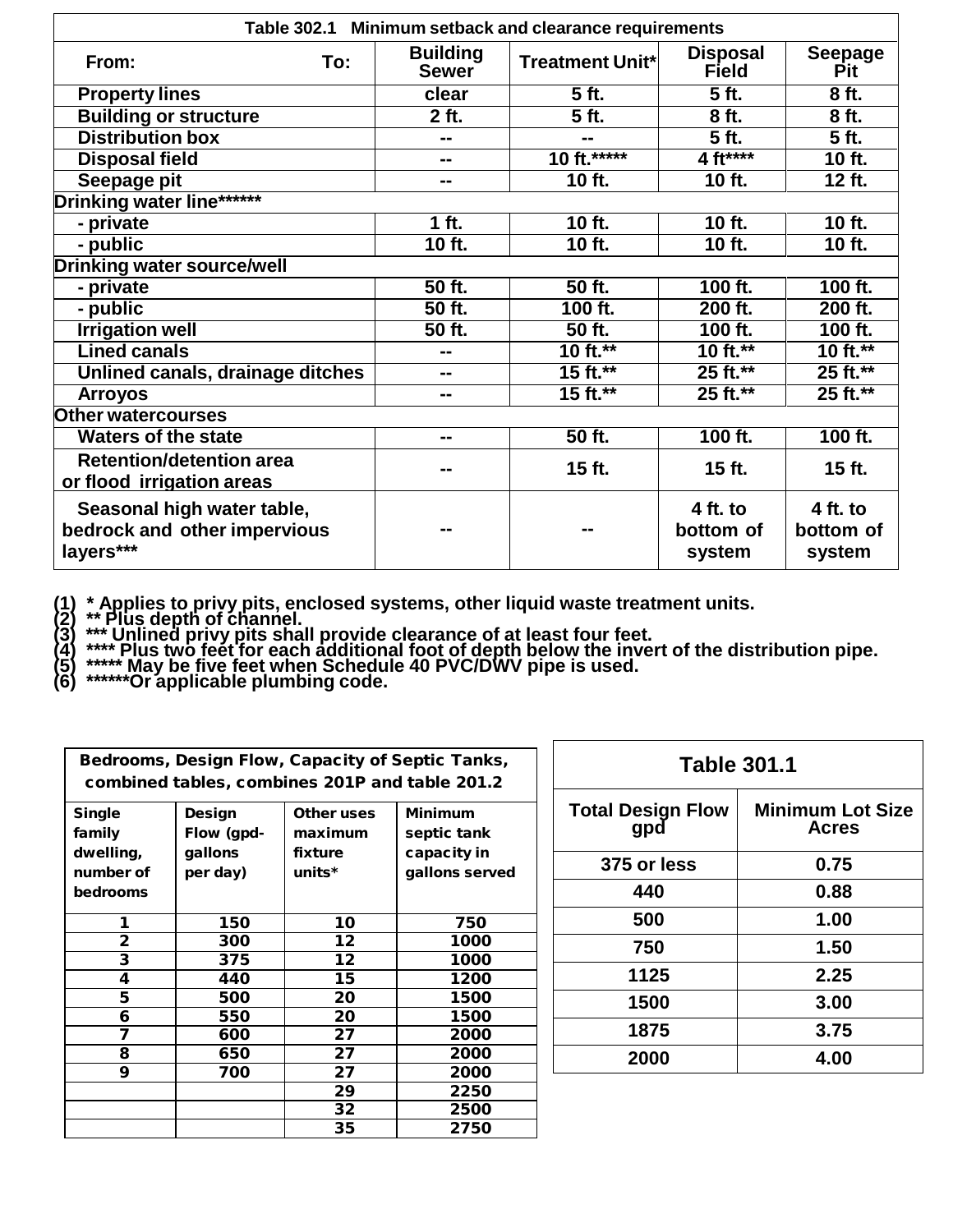| Table 302.1 Minimum setback and clearance requirements | | | | |
|---|---|---|---|---|
| From: To: | Building Sewer | Treatment Unit* | Disposal Field | Seepage Pit |
| Property lines | clear | 5 ft. | 5 ft. | 8 ft. |
| Building or structure | 2 ft. | 5 ft. | 8 ft. | 8 ft. |
| Distribution box | -- | -- | 5 ft. | 5 ft. |
| Disposal field | -- | 10 ft.***** | 4 ft**** | 10 ft. |
| Seepage pit | -- | 10 ft. | 10 ft. | 12 ft. |
| Drinking water line****** | | | | |
| - private | 1 ft. | 10 ft. | 10 ft. | 10 ft. |
| - public | 10 ft. | 10 ft. | 10 ft. | 10 ft. |
| Drinking water source/well | | | | |
| - private | 50 ft. | 50 ft. | 100 ft. | 100 ft. |
| - public | 50 ft. | 100 ft. | 200 ft. | 200 ft. |
| Irrigation well | 50 ft. | 50 ft. | 100 ft. | 100 ft. |
| Lined canals | -- | 10 ft.** | 10 ft.** | 10 ft.** |
| Unlined canals, drainage ditches | -- | 15 ft.** | 25 ft.** | 25 ft.** |
| Arroyos | -- | 15 ft.** | 25 ft.** | 25 ft.** |
| Other watercourses | | | | |
| Waters of the state | -- | 50 ft. | 100 ft. | 100 ft. |
| Retention/detention area or flood irrigation areas | -- | 15 ft. | 15 ft. | 15 ft. |
| Seasonal high water table, bedrock and other impervious layers*** | -- | -- | 4 ft. to bottom of system | 4 ft. to bottom of system |

(1) * Applies to privy pits, enclosed systems, other liquid waste treatment units.
(2) ** Plus depth of channel.
(3) *** Unlined privy pits shall provide clearance of at least four feet.
(4) **** Plus two feet for each additional foot of depth below the invert of the distribution pipe.
(5) ***** May be five feet when Schedule 40 PVC/DWV pipe is used.
(6) ******Or applicable plumbing code.

| Bedrooms, Design Flow, Capacity of Septic Tanks, combined tables, combines 201P and table 201.2 | | | |
|---|---|---|---|
| Single family dwelling, number of bedrooms | Design Flow (gpd-gallons per day) | Other uses maximum fixture units* | Minimum septic tank capacity in gallons served |
| 1 | 150 | 10 | 750 |
| 2 | 300 | 12 | 1000 |
| 3 | 375 | 12 | 1000 |
| 4 | 440 | 15 | 1200 |
| 5 | 500 | 20 | 1500 |
| 6 | 550 | 20 | 1500 |
| 7 | 600 | 27 | 2000 |
| 8 | 650 | 27 | 2000 |
| 9 | 700 | 27 | 2000 |
| | | 29 | 2250 |
| | | 32 | 2500 |
| | | 35 | 2750 |

| Table 301.1 | |
|---|---|
| Total Design Flow gpd | Minimum Lot Size Acres |
| 375 or less | 0.75 |
| 440 | 0.88 |
| 500 | 1.00 |
| 750 | 1.50 |
| 1125 | 2.25 |
| 1500 | 3.00 |
| 1875 | 3.75 |
| 2000 | 4.00 |